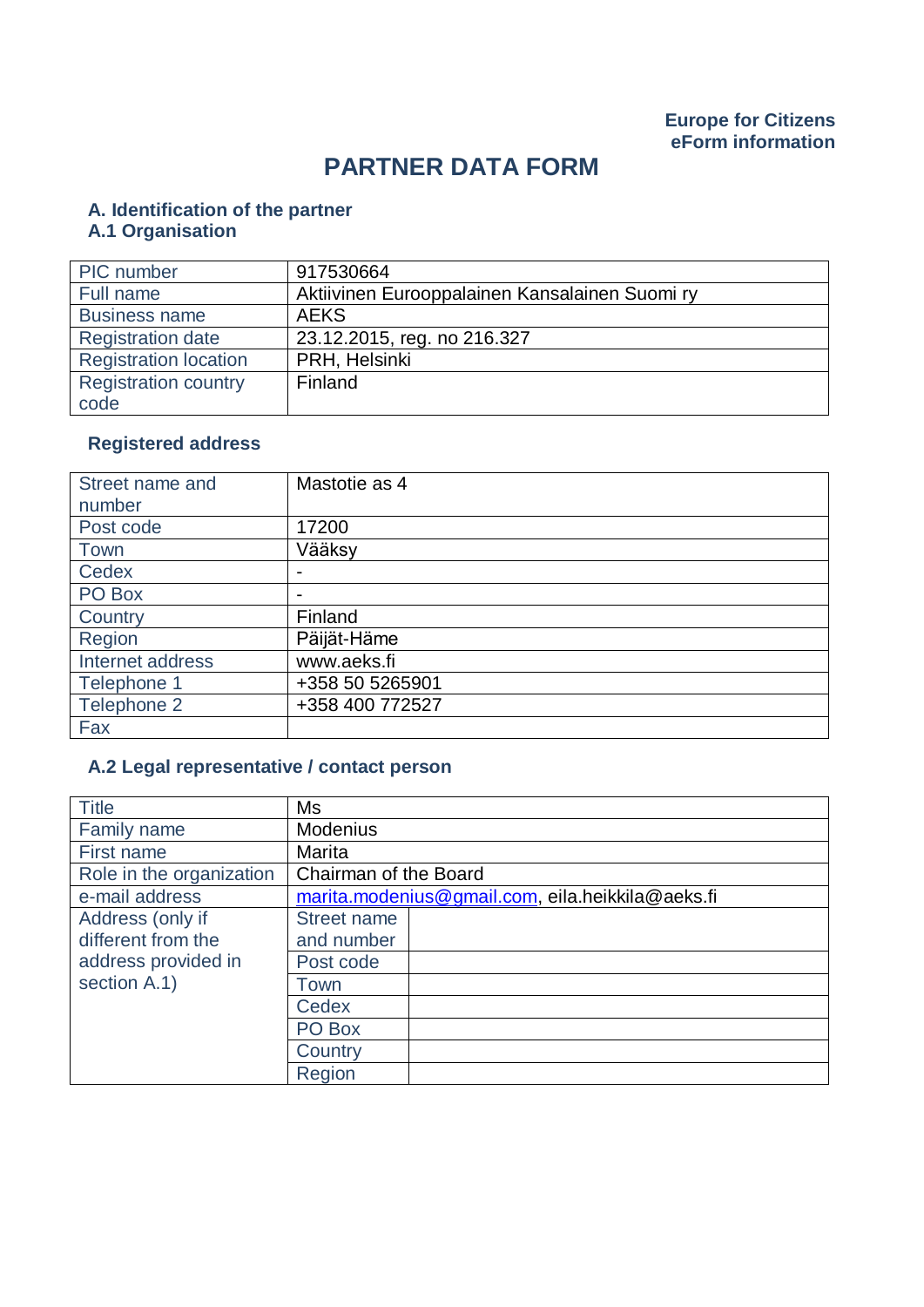**Europe for Citizens**
**eForm information**

# PARTNER DATA FORM

## A. Identification of the partner

### A.1 Organisation

| | |
|---|---|
| PIC number | 917530664 |
| Full name | Aktiivinen Eurooppalainen Kansalainen Suomi ry |
| Business name | AEKS |
| Registration date | 23.12.2015, reg. no 216.327 |
| Registration location | PRH, Helsinki |
| Registration country code | Finland |

### Registered address

| | |
|---|---|
| Street name and number | Mastotie as 4 |
| Post code | 17200 |
| Town | Vääksy |
| Cedex | - |
| PO Box | - |
| Country | Finland |
| Region | Päijät-Häme |
| Internet address | www.aeks.fi |
| Telephone 1 | +358 50 5265901 |
| Telephone 2 | +358 400 772527 |
| Fax | |

### A.2 Legal representative / contact person

| | | |
|---|---|---|
| Title | Ms | |
| Family name | Modenius | |
| First name | Marita | |
| Role in the organization | Chairman of the Board | |
| e-mail address | marita.modenius@gmail.com, eila.heikkila@aeks.fi | |
| Address (only if different from the address provided in section A.1) | Street name and number | |
| | Post code | |
| | Town | |
| | Cedex | |
| | PO Box | |
| | Country | |
| | Region | |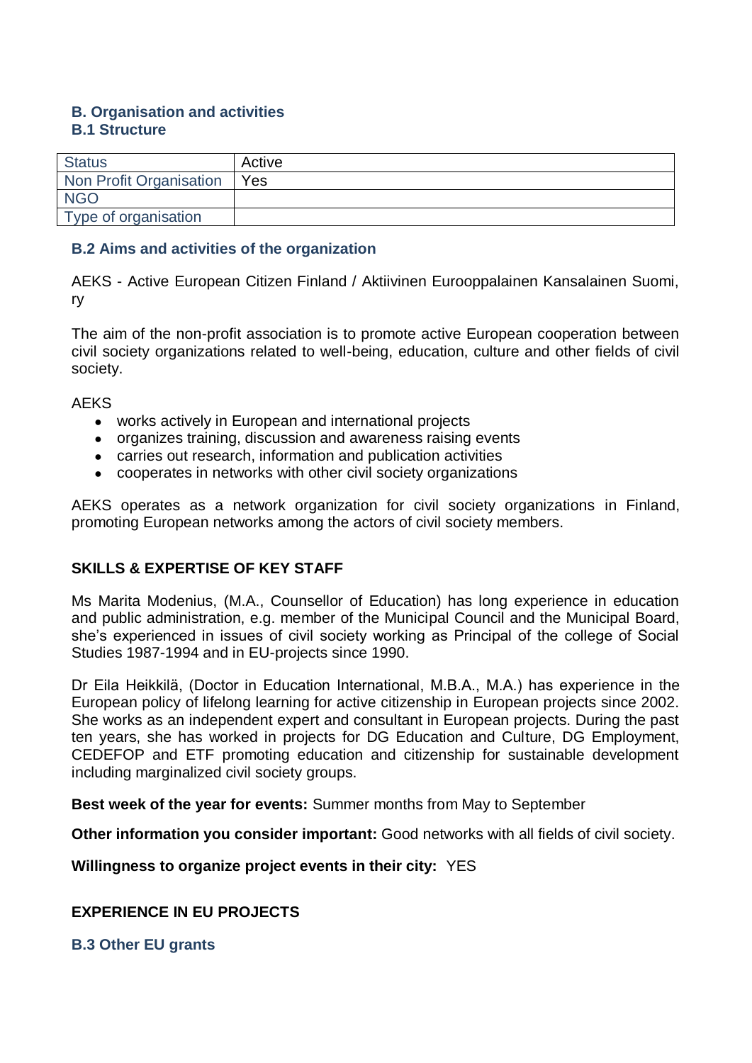## B. Organisation and activities

### B.1 Structure

| Status | Active |
|---|---|
| Non Profit Organisation | Yes |
| NGO | |
| Type of organisation | |

### B.2 Aims and activities of the organization

AEKS - Active European Citizen Finland / Aktiivinen Eurooppalainen Kansalainen Suomi, ry

The aim of the non-profit association is to promote active European cooperation between civil society organizations related to well-being, education, culture and other fields of civil society.

AEKS

- works actively in European and international projects
- organizes training, discussion and awareness raising events
- carries out research, information and publication activities
- cooperates in networks with other civil society organizations

AEKS operates as a network organization for civil society organizations in Finland, promoting European networks among the actors of civil society members.

**SKILLS & EXPERTISE OF KEY STAFF**

Ms Marita Modenius, (M.A., Counsellor of Education) has long experience in education and public administration, e.g. member of the Municipal Council and the Municipal Board, she's experienced in issues of civil society working as Principal of the college of Social Studies 1987-1994 and in EU-projects since 1990.

Dr Eila Heikkilä, (Doctor in Education International, M.B.A., M.A.) has experience in the European policy of lifelong learning for active citizenship in European projects since 2002. She works as an independent expert and consultant in European projects. During the past ten years, she has worked in projects for DG Education and Culture, DG Employment, CEDEFOP and ETF promoting education and citizenship for sustainable development including marginalized civil society groups.

**Best week of the year for events:** Summer months from May to September

**Other information you consider important:** Good networks with all fields of civil society.

**Willingness to organize project events in their city:** YES

**EXPERIENCE IN EU PROJECTS**

### B.3 Other EU grants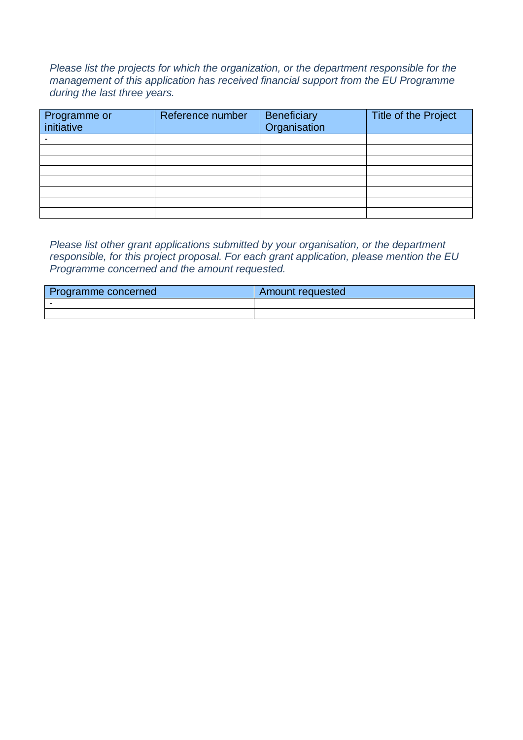*Please list the projects for which the organization, or the department responsible for the management of this application has received financial support from the EU Programme during the last three years.*

| Programme or initiative | Reference number | Beneficiary Organisation | Title of the Project |
|---|---|---|---|
| - | | | |
| | | | |
| | | | |
| | | | |
| | | | |
| | | | |
| | | | |
| | | | |

*Please list other grant applications submitted by your organisation, or the department responsible, for this project proposal. For each grant application, please mention the EU Programme concerned and the amount requested.*

| Programme concerned | Amount requested |
|---|---|
| - | |
| | |